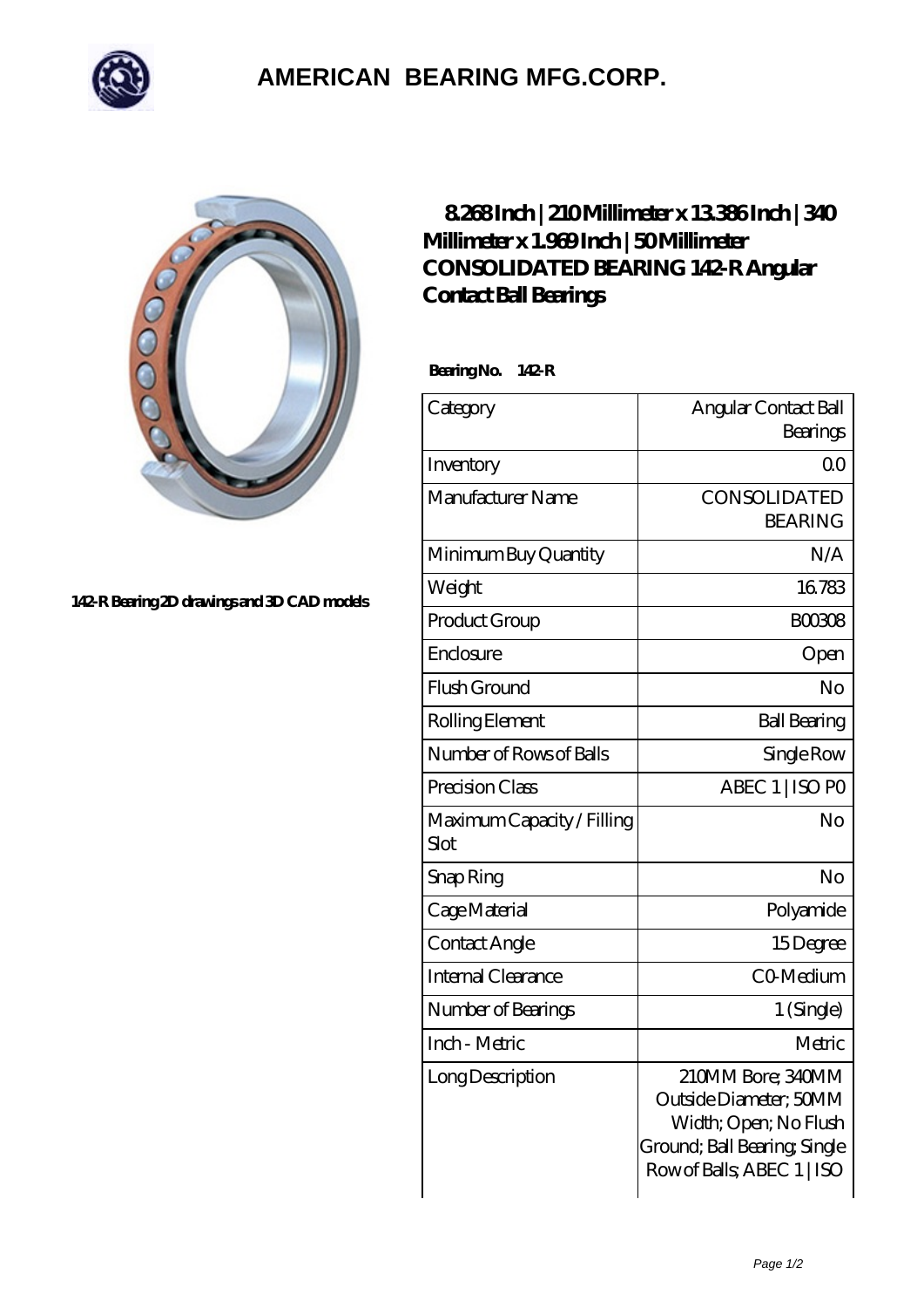# AMERICAN BEARING MFG.CORP.

142-R Bearing 2D drawings and 3D CAD models

## 8.268 Inch | 210 Millimeter x 13.386 Inch | 340 Millimeter x 1.969 Inch | 50 Millimeter CONSOLIDATED BEARING 142-R Angular Contact Ball Bearings

**Bearing No. 142-R**

| Category | Angular Contact Ball Bearings |
|---|---|
| Inventory | 0.0 |
| Manufacturer Name | CONSOLIDATED BEARING |
| Minimum Buy Quantity | N/A |
| Weight | 16.783 |
| Product Group | B00308 |
| Enclosure | Open |
| Flush Ground | No |
| Rolling Element | Ball Bearing |
| Number of Rows of Balls | Single Row |
| Precision Class | ABEC 1 \| ISO P0 |
| Maximum Capacity / Filling Slot | No |
| Snap Ring | No |
| Cage Material | Polyamide |
| Contact Angle | 15 Degree |
| Internal Clearance | C0-Medium |
| Number of Bearings | 1 (Single) |
| Inch - Metric | Metric |
| Long Description | 210MM Bore; 340MM Outside Diameter; 50MM Width; Open; No Flush Ground; Ball Bearing; Single Row of Balls; ABEC 1 \| ISO |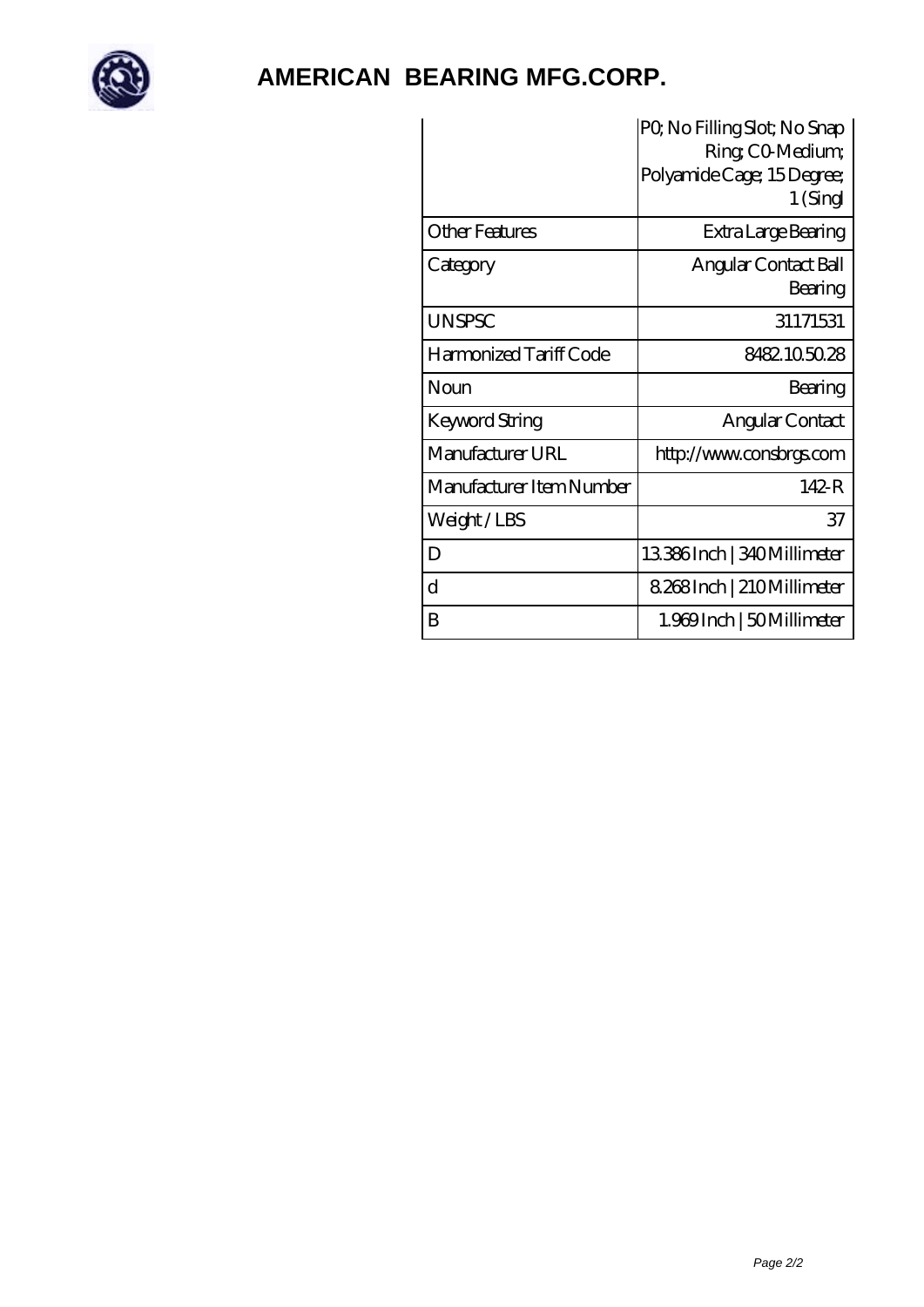# AMERICAN BEARING MFG.CORP.

| | |
|---|---|
| | P0; No Filling Slot; No Snap Ring; C0-Medium; Polyamide Cage; 15 Degree; 1 (Singl |
| Other Features | Extra Large Bearing |
| Category | Angular Contact Ball Bearing |
| UNSPSC | 31171531 |
| Harmonized Tariff Code | 8482.10.50.28 |
| Noun | Bearing |
| Keyword String | Angular Contact |
| Manufacturer URL | http://www.consbrgs.com |
| Manufacturer Item Number | 142-R |
| Weight / LBS | 37 |
| D | 13.386 Inch \| 340 Millimeter |
| d | 8.268 Inch \| 210 Millimeter |
| B | 1.969 Inch \| 50 Millimeter |